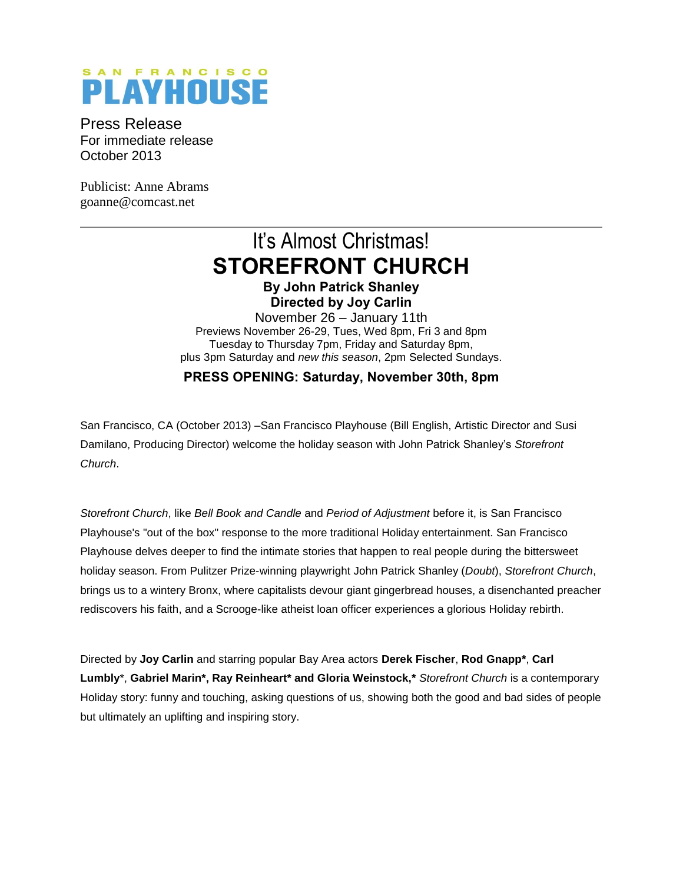SAN FRANCISCO

# PLAYHOUSE

Press Release
For immediate release
October 2013

Publicist: Anne Abrams
goanne@comcast.net

---

## It's Almost Christmas!

# STOREFRONT CHURCH

**By John Patrick Shanley**
**Directed by Joy Carlin**

November 26 – January 11th
Previews November 26-29, Tues, Wed 8pm, Fri 3 and 8pm
Tuesday to Thursday 7pm, Friday and Saturday 8pm,
plus 3pm Saturday and *new this season*, 2pm Selected Sundays.

**PRESS OPENING: Saturday, November 30th, 8pm**

San Francisco, CA (October 2013) –San Francisco Playhouse (Bill English, Artistic Director and Susi Damilano, Producing Director) welcome the holiday season with John Patrick Shanley's *Storefront Church*.

*Storefront Church*, like *Bell Book and Candle* and *Period of Adjustment* before it, is San Francisco Playhouse's "out of the box" response to the more traditional Holiday entertainment. San Francisco Playhouse delves deeper to find the intimate stories that happen to real people during the bittersweet holiday season. From Pulitzer Prize-winning playwright John Patrick Shanley (*Doubt*), *Storefront Church*, brings us to a wintery Bronx, where capitalists devour giant gingerbread houses, a disenchanted preacher rediscovers his faith, and a Scrooge-like atheist loan officer experiences a glorious Holiday rebirth.

Directed by **Joy Carlin** and starring popular Bay Area actors **Derek Fischer**, **Rod Gnapp***, **Carl Lumbly***, **Gabriel Marin*, Ray Reinheart* and Gloria Weinstock,*** *Storefront Church* is a contemporary Holiday story: funny and touching, asking questions of us, showing both the good and bad sides of people but ultimately an uplifting and inspiring story.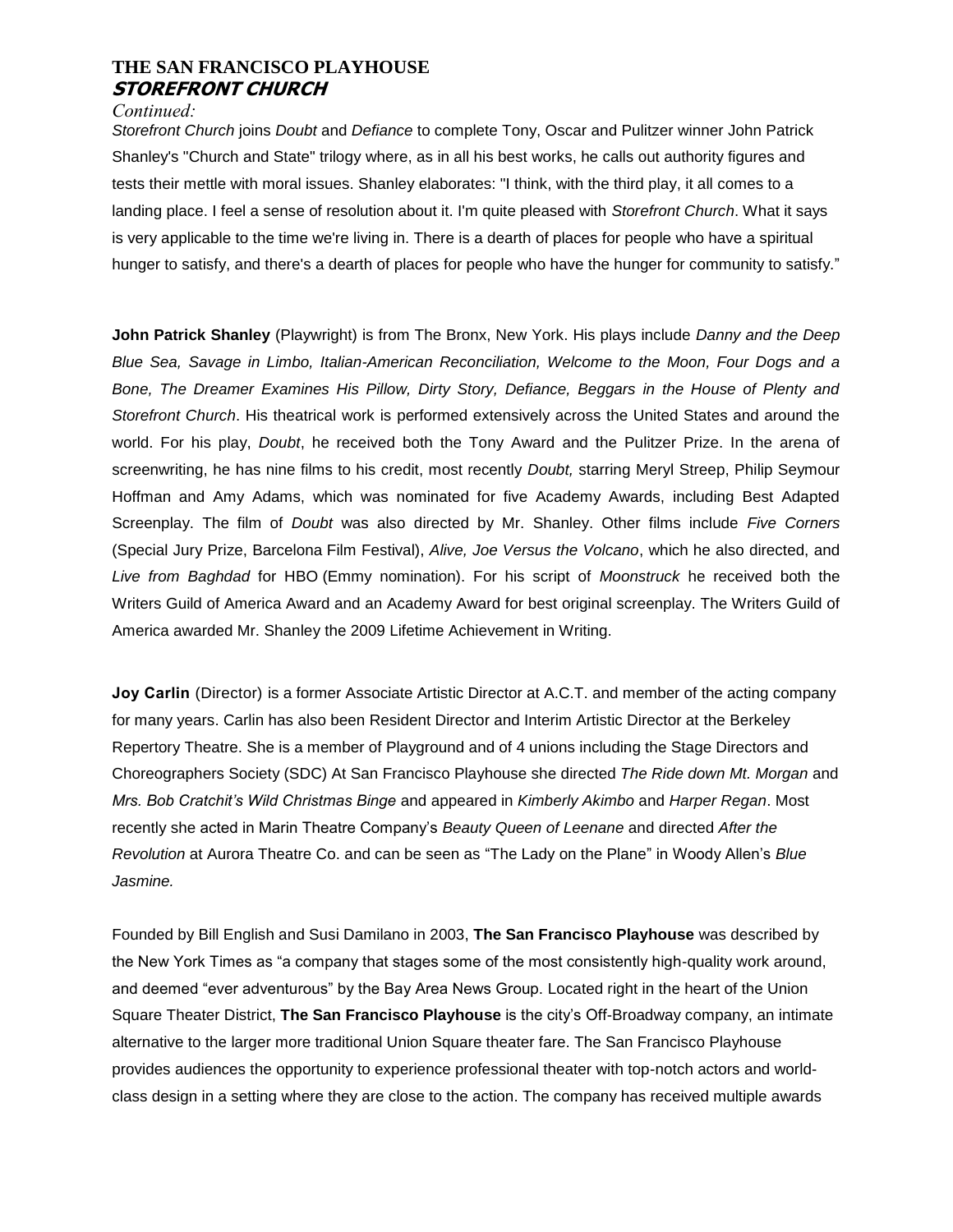# THE SAN FRANCISCO PLAYHOUSE
## *STOREFRONT CHURCH*

*Continued:*

*Storefront Church* joins *Doubt* and *Defiance* to complete Tony, Oscar and Pulitzer winner John Patrick Shanley's "Church and State" trilogy where, as in all his best works, he calls out authority figures and tests their mettle with moral issues. Shanley elaborates: "I think, with the third play, it all comes to a landing place. I feel a sense of resolution about it. I'm quite pleased with *Storefront Church*. What it says is very applicable to the time we're living in. There is a dearth of places for people who have a spiritual hunger to satisfy, and there's a dearth of places for people who have the hunger for community to satisfy."

**John Patrick Shanley** (Playwright) is from The Bronx, New York. His plays include *Danny and the Deep Blue Sea, Savage in Limbo, Italian-American Reconciliation, Welcome to the Moon, Four Dogs and a Bone, The Dreamer Examines His Pillow, Dirty Story, Defiance, Beggars in the House of Plenty and Storefront Church*. His theatrical work is performed extensively across the United States and around the world. For his play, *Doubt*, he received both the Tony Award and the Pulitzer Prize. In the arena of screenwriting, he has nine films to his credit, most recently *Doubt,* starring Meryl Streep, Philip Seymour Hoffman and Amy Adams, which was nominated for five Academy Awards, including Best Adapted Screenplay. The film of *Doubt* was also directed by Mr. Shanley. Other films include *Five Corners* (Special Jury Prize, Barcelona Film Festival), *Alive, Joe Versus the Volcano*, which he also directed, and *Live from Baghdad* for HBO (Emmy nomination). For his script of *Moonstruck* he received both the Writers Guild of America Award and an Academy Award for best original screenplay. The Writers Guild of America awarded Mr. Shanley the 2009 Lifetime Achievement in Writing.

**Joy Carlin** (Director) is a former Associate Artistic Director at A.C.T. and member of the acting company for many years. Carlin has also been Resident Director and Interim Artistic Director at the Berkeley Repertory Theatre. She is a member of Playground and of 4 unions including the Stage Directors and Choreographers Society (SDC) At San Francisco Playhouse she directed *The Ride down Mt. Morgan* and *Mrs. Bob Cratchit's Wild Christmas Binge* and appeared in *Kimberly Akimbo* and *Harper Regan*. Most recently she acted in Marin Theatre Company's *Beauty Queen of Leenane* and directed *After the Revolution* at Aurora Theatre Co. and can be seen as "The Lady on the Plane" in Woody Allen's *Blue Jasmine.*

Founded by Bill English and Susi Damilano in 2003, **The San Francisco Playhouse** was described by the New York Times as "a company that stages some of the most consistently high-quality work around, and deemed "ever adventurous" by the Bay Area News Group. Located right in the heart of the Union Square Theater District, **The San Francisco Playhouse** is the city's Off-Broadway company, an intimate alternative to the larger more traditional Union Square theater fare. The San Francisco Playhouse provides audiences the opportunity to experience professional theater with top-notch actors and world-class design in a setting where they are close to the action. The company has received multiple awards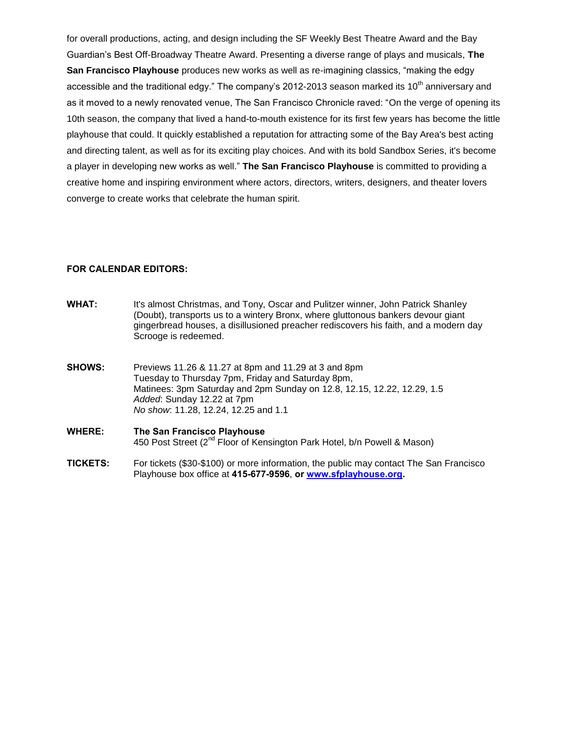for overall productions, acting, and design including the SF Weekly Best Theatre Award and the Bay Guardian's Best Off-Broadway Theatre Award. Presenting a diverse range of plays and musicals, **The San Francisco Playhouse** produces new works as well as re-imagining classics, "making the edgy accessible and the traditional edgy." The company's 2012-2013 season marked its 10th anniversary and as it moved to a newly renovated venue, The San Francisco Chronicle raved: "On the verge of opening its 10th season, the company that lived a hand-to-mouth existence for its first few years has become the little playhouse that could. It quickly established a reputation for attracting some of the Bay Area's best acting and directing talent, as well as for its exciting play choices. And with its bold Sandbox Series, it's become a player in developing new works as well." **The San Francisco Playhouse** is committed to providing a creative home and inspiring environment where actors, directors, writers, designers, and theater lovers converge to create works that celebrate the human spirit.

**FOR CALENDAR EDITORS:**

**WHAT:** It's almost Christmas, and Tony, Oscar and Pulitzer winner, John Patrick Shanley (Doubt), transports us to a wintery Bronx, where gluttonous bankers devour giant gingerbread houses, a disillusioned preacher rediscovers his faith, and a modern day Scrooge is redeemed.

**SHOWS:** Previews 11.26 & 11.27 at 8pm and 11.29 at 3 and 8pm
Tuesday to Thursday 7pm, Friday and Saturday 8pm,
Matinees: 3pm Saturday and 2pm Sunday on 12.8, 12.15, 12.22, 12.29, 1.5
*Added*: Sunday 12.22 at 7pm
*No show*: 11.28, 12.24, 12.25 and 1.1

**WHERE:** **The San Francisco Playhouse**
450 Post Street (2nd Floor of Kensington Park Hotel, b/n Powell & Mason)

**TICKETS:** For tickets ($30-$100) or more information, the public may contact The San Francisco Playhouse box office at **415-677-9596**, **or [www.sfplayhouse.org](http://www.sfplayhouse.org).**